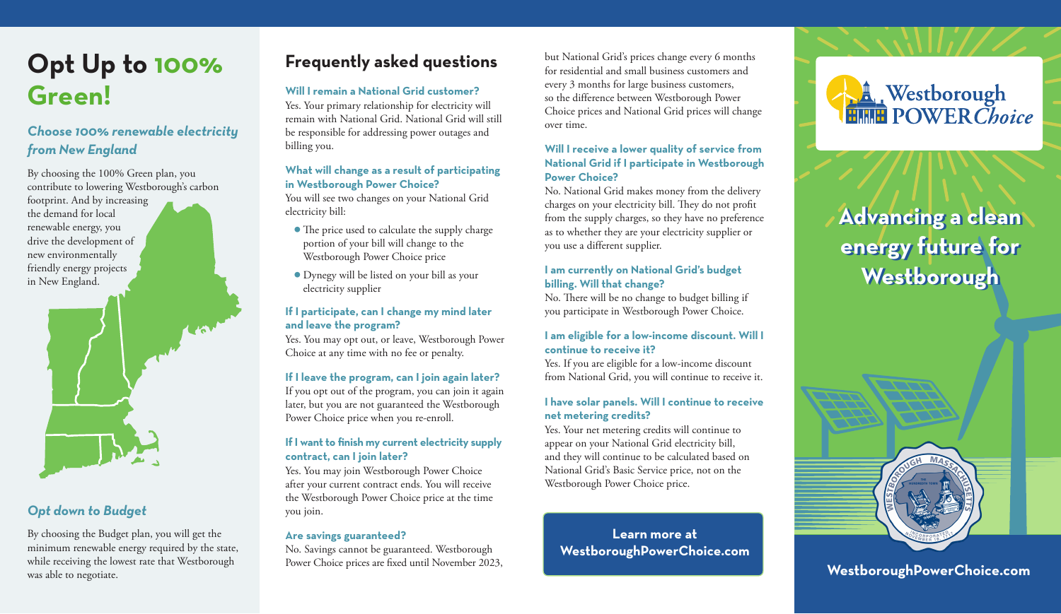# Opt Up to 100% Green!

### *Choose 100% renewable electricity from New England*

By choosing the 100% Green plan, you contribute to lowering Westborough's carbon footprint. And by increasing the demand for local renewable energy, you drive the development of new environmentally friendly energy projects in New England.

### *Opt down to Budget*

By choosing the Budget plan, you will get the minimum renewable energy required by the state, while receiving the lowest rate that Westborough was able to negotiate.

## Frequently asked questions

**Will I remain a National Grid customer?**
Yes. Your primary relationship for electricity will remain with National Grid. National Grid will still be responsible for addressing power outages and billing you.

**What will change as a result of participating in Westborough Power Choice?**
You will see two changes on your National Grid electricity bill:

- The price used to calculate the supply charge portion of your bill will change to the Westborough Power Choice price
- Dynegy will be listed on your bill as your electricity supplier

**If I participate, can I change my mind later and leave the program?**
Yes. You may opt out, or leave, Westborough Power Choice at any time with no fee or penalty.

**If I leave the program, can I join again later?**
If you opt out of the program, you can join it again later, but you are not guaranteed the Westborough Power Choice price when you re-enroll.

**If I want to finish my current electricity supply contract, can I join later?**
Yes. You may join Westborough Power Choice after your current contract ends. You will receive the Westborough Power Choice price at the time you join.

**Are savings guaranteed?**
No. Savings cannot be guaranteed. Westborough Power Choice prices are fixed until November 2023, but National Grid's prices change every 6 months for residential and small business customers and every 3 months for large business customers, so the difference between Westborough Power Choice prices and National Grid prices will change over time.

**Will I receive a lower quality of service from National Grid if I participate in Westborough Power Choice?**
No. National Grid makes money from the delivery charges on your electricity bill. They do not profit from the supply charges, so they have no preference as to whether they are your electricity supplier or you use a different supplier.

**I am currently on National Grid's budget billing. Will that change?**
No. There will be no change to budget billing if you participate in Westborough Power Choice.

**I am eligible for a low-income discount. Will I continue to receive it?**
Yes. If you are eligible for a low-income discount from National Grid, you will continue to receive it.

**I have solar panels. Will I continue to receive net metering credits?**
Yes. Your net metering credits will continue to appear on your National Grid electricity bill, and they will continue to be calculated based on National Grid's Basic Service price, not on the Westborough Power Choice price.

**Learn more at WestboroughPowerChoice.com**

Westborough POWER *Choice*

# Advancing a clean energy future for Westborough

WestboroughPowerChoice.com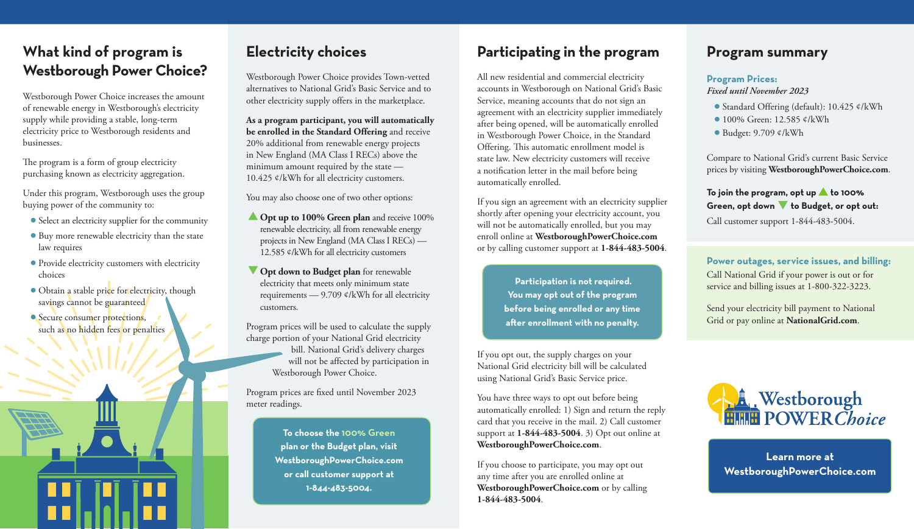## What kind of program is Westborough Power Choice?

Westborough Power Choice increases the amount of renewable energy in Westborough's electricity supply while providing a stable, long-term electricity price to Westborough residents and businesses.

The program is a form of group electricity purchasing known as electricity aggregation.

Under this program, Westborough uses the group buying power of the community to:

- Select an electricity supplier for the community
- Buy more renewable electricity than the state law requires
- Provide electricity customers with electricity choices
- Obtain a stable price for electricity, though savings cannot be guaranteed
- Secure consumer protections, such as no hidden fees or penalties

## Electricity choices

Westborough Power Choice provides Town-vetted alternatives to National Grid's Basic Service and to other electricity supply offers in the marketplace.

**As a program participant, you will automatically be enrolled in the Standard Offering** and receive 20% additional from renewable energy projects in New England (MA Class I RECs) above the minimum amount required by the state — 10.425 ¢/kWh for all electricity customers.

You may also choose one of two other options:

▲ **Opt up to 100% Green plan** and receive 100% renewable electricity, all from renewable energy projects in New England (MA Class I RECs) — 12.585 ¢/kWh for all electricity customers

▼ **Opt down to Budget plan** for renewable electricity that meets only minimum state requirements — 9.709 ¢/kWh for all electricity customers.

Program prices will be used to calculate the supply charge portion of your National Grid electricity bill. National Grid's delivery charges will not be affected by participation in Westborough Power Choice.

Program prices are fixed until November 2023 meter readings.

**To choose the 100% Green plan or the Budget plan, visit WestboroughPowerChoice.com or call customer support at 1-844-483-5004.**

## Participating in the program

All new residential and commercial electricity accounts in Westborough on National Grid's Basic Service, meaning accounts that do not sign an agreement with an electricity supplier immediately after being opened, will be automatically enrolled in Westborough Power Choice, in the Standard Offering. This automatic enrollment model is state law. New electricity customers will receive a notification letter in the mail before being automatically enrolled.

If you sign an agreement with an electricity supplier shortly after opening your electricity account, you will not be automatically enrolled, but you may enroll online at **WestboroughPowerChoice.com** or by calling customer support at **1-844-483-5004**.

**Participation is not required. You may opt out of the program before being enrolled or any time after enrollment with no penalty.**

If you opt out, the supply charges on your National Grid electricity bill will be calculated using National Grid's Basic Service price.

You have three ways to opt out before being automatically enrolled: 1) Sign and return the reply card that you receive in the mail. 2) Call customer support at **1-844-483-5004**. 3) Opt out online at **WestboroughPowerChoice.com**.

If you choose to participate, you may opt out any time after you are enrolled online at **WestboroughPowerChoice.com** or by calling **1-844-483-5004**.

## Program summary

**Program Prices:**
*Fixed until November 2023*

- Standard Offering (default): 10.425 ¢/kWh
- 100% Green: 12.585 ¢/kWh
- Budget: 9.709 ¢/kWh

Compare to National Grid's current Basic Service prices by visiting **WestboroughPowerChoice.com**.

**To join the program, opt up ▲ to 100% Green, opt down ▼ to Budget, or opt out:**
Call customer support 1-844-483-5004.

**Power outages, service issues, and billing:**
Call National Grid if your power is out or for service and billing issues at 1-800-322-3223.

Send your electricity bill payment to National Grid or pay online at **NationalGrid.com**.

Westborough POWER *Choice*

**Learn more at WestboroughPowerChoice.com**